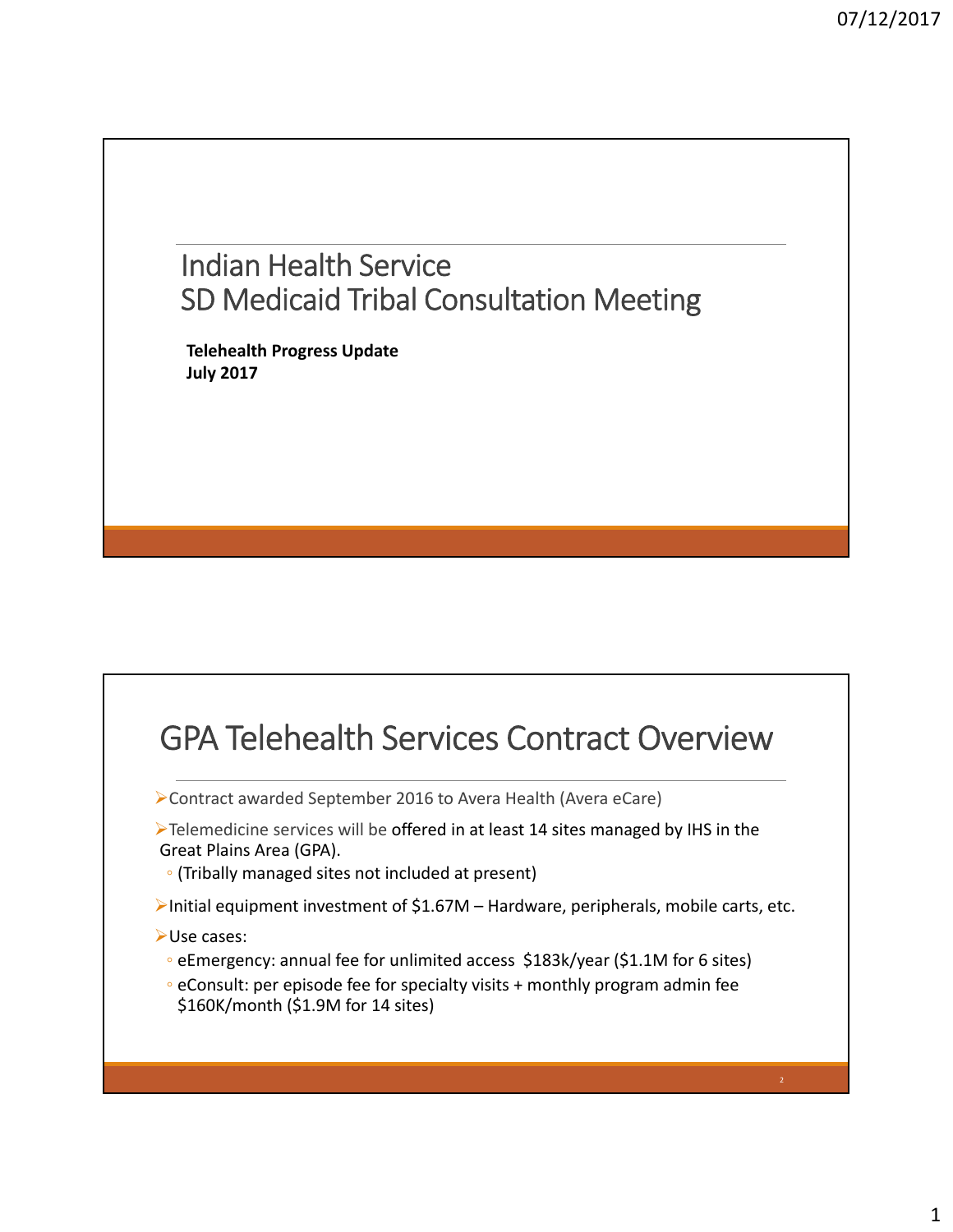# Indian Health Service
# SD Medicaid Tribal Consultation Meeting

**Telehealth Progress Update**
**July 2017**

## GPA Telehealth Services Contract Overview

- Contract awarded September 2016 to Avera Health (Avera eCare)
- Telemedicine services will be offered in at least 14 sites managed by IHS in the Great Plains Area (GPA).
  - (Tribally managed sites not included at present)
- Initial equipment investment of $1.67M – Hardware, peripherals, mobile carts, etc.
- Use cases:
  - eEmergency: annual fee for unlimited access $183k/year ($1.1M for 6 sites)
  - eConsult: per episode fee for specialty visits + monthly program admin fee $160K/month ($1.9M for 14 sites)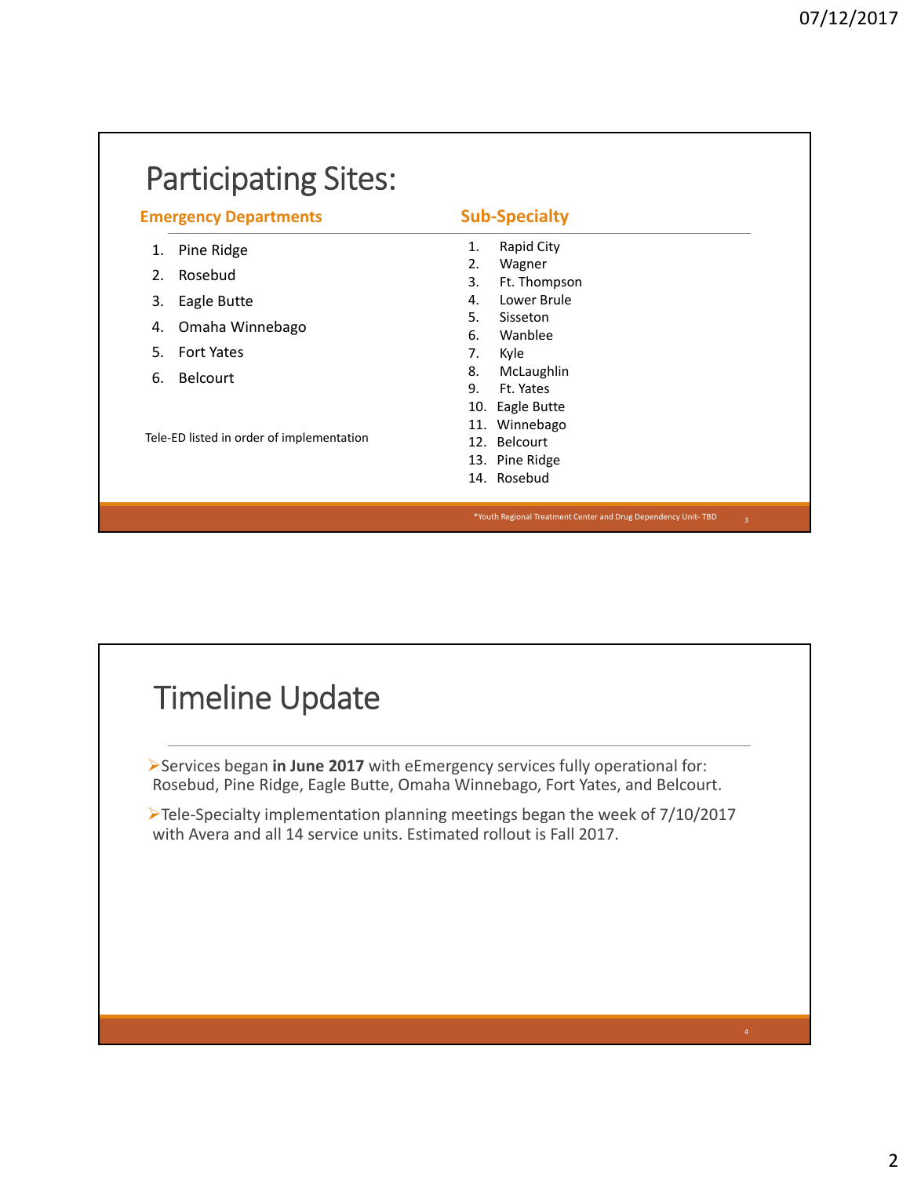# Participating Sites:

### Emergency Departments

1. Pine Ridge
2. Rosebud
3. Eagle Butte
4. Omaha Winnebago
5. Fort Yates
6. Belcourt

Tele-ED listed in order of implementation

### Sub-Specialty

1. Rapid City
2. Wagner
3. Ft. Thompson
4. Lower Brule
5. Sisseton
6. Wanblee
7. Kyle
8. McLaughlin
9. Ft. Yates
10. Eagle Butte
11. Winnebago
12. Belcourt
13. Pine Ridge
14. Rosebud

*Youth Regional Treatment Center and Drug Dependency Unit- TBD

# Timeline Update

- Services began **in June 2017** with eEmergency services fully operational for: Rosebud, Pine Ridge, Eagle Butte, Omaha Winnebago, Fort Yates, and Belcourt.
- Tele-Specialty implementation planning meetings began the week of 7/10/2017 with Avera and all 14 service units. Estimated rollout is Fall 2017.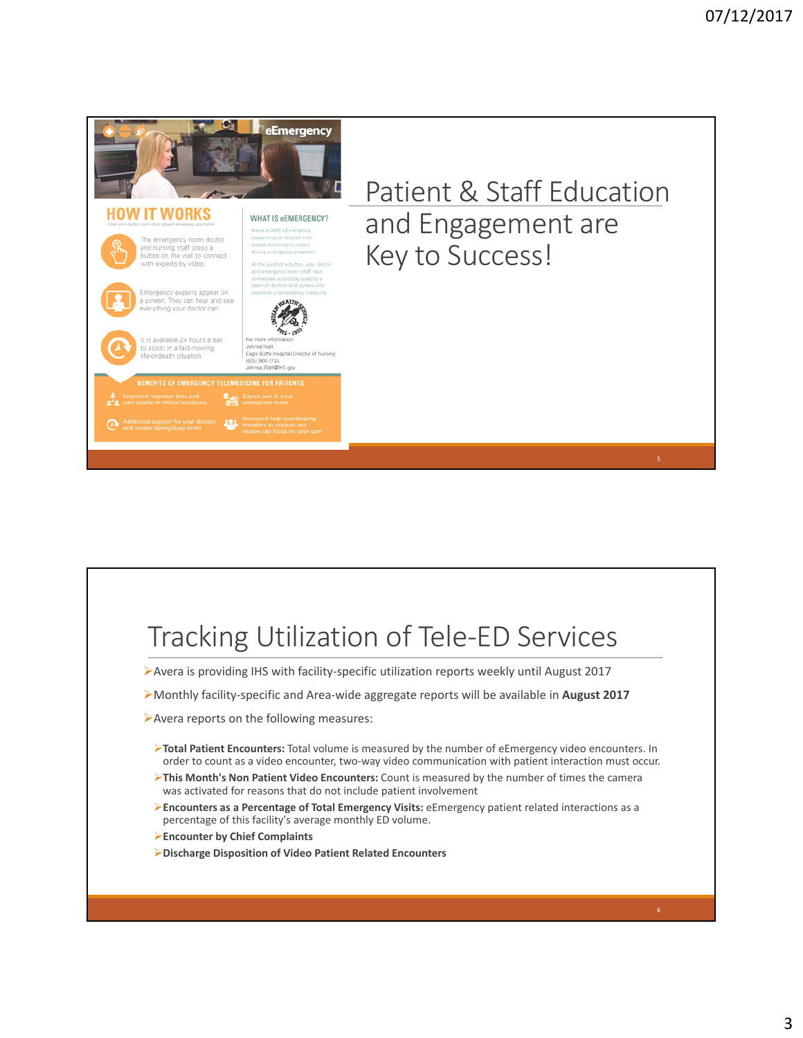## Patient & Staff Education and Engagement are Key to Success!

**eEmergency**

**HOW IT WORKS**

When your doctors and nurses request emergency assistance

The emergency room doctor and nursing staff press a button on the wall to connect with experts by video.

Emergency experts appear on a screen. They can hear and see everything your doctor can.

It is available 24 hours a day to assist in a fast-moving, life-or-death situation.

**WHAT IS eEMERGENCY?**

Avera eCARE eEmergency supports your hospital with expert doctors and nurses during emergency situations.

At the push of a button, your doctor and emergency room staff have immediate access by video to a team of doctors and nurses with expertise in emergency medicine.

For more information:
Johnna Watt
Eagle Butte Hospital Director of Nursing
(605) 964-7724
Johnna.Watt@IHS.gov

**BENEFITS OF EMERGENCY TELEMEDICINE FOR PATIENTS**

- Improved response time and care quality in critical situations
- Expert care in your emergency room
- Additional support for your doctors and nurses during busy times
- Increased help coordinating transfers so doctors and nurses can focus on your care

## Tracking Utilization of Tele-ED Services

- Avera is providing IHS with facility-specific utilization reports weekly until August 2017
- Monthly facility-specific and Area-wide aggregate reports will be available in **August 2017**
- Avera reports on the following measures:
  - **Total Patient Encounters:** Total volume is measured by the number of eEmergency video encounters. In order to count as a video encounter, two-way video communication with patient interaction must occur.
  - **This Month's Non Patient Video Encounters:** Count is measured by the number of times the camera was activated for reasons that do not include patient involvement
  - **Encounters as a Percentage of Total Emergency Visits:** eEmergency patient related interactions as a percentage of this facility's average monthly ED volume.
  - **Encounter by Chief Complaints**
  - **Discharge Disposition of Video Patient Related Encounters**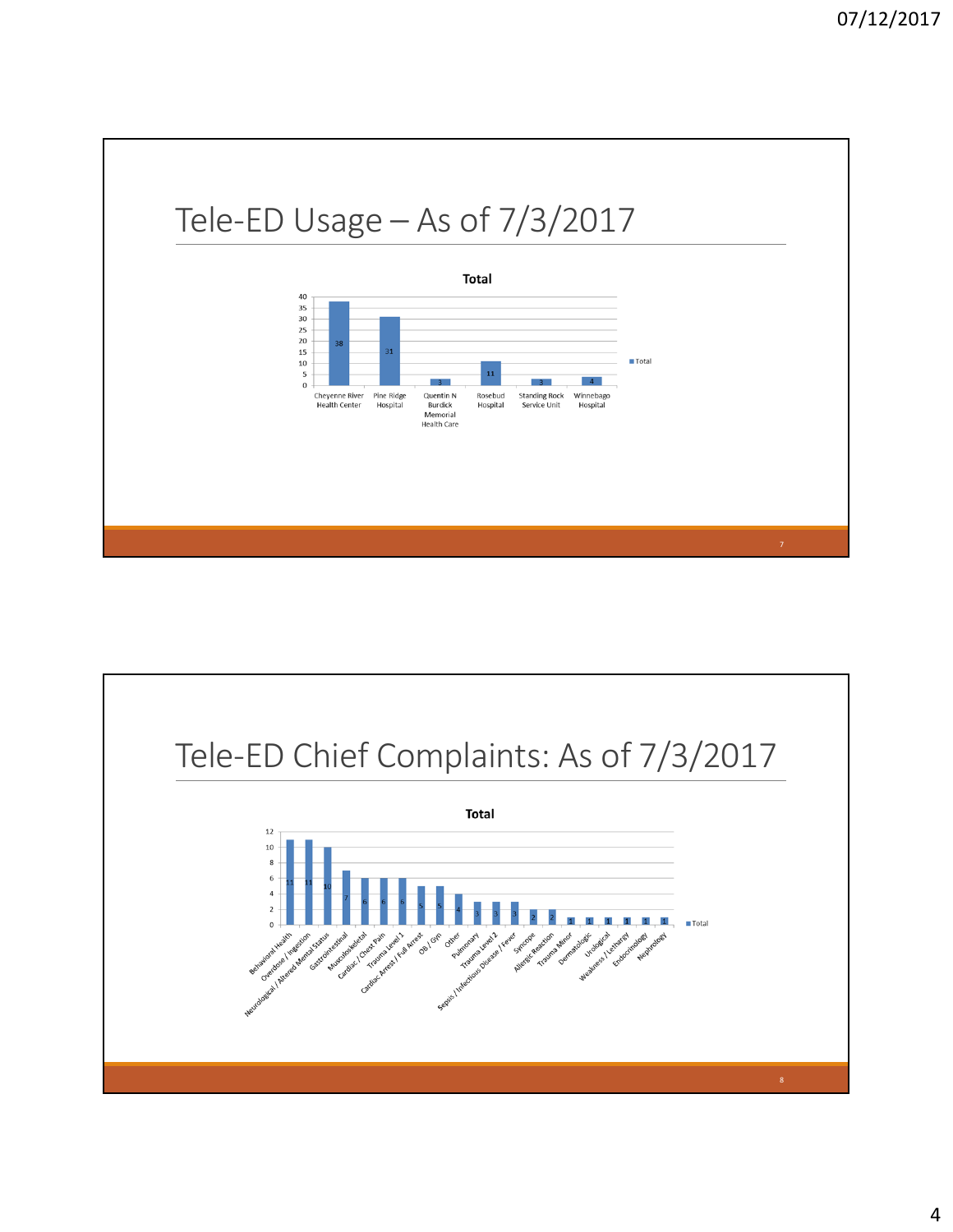## Tele-ED Usage – As of 7/3/2017

**Total**

| Facility | Total |
|---|---|
| Cheyenne River Health Center | 38 |
| Pine Ridge Hospital | 31 |
| Quentin N Burdick Memorial Health Care | 3 |
| Rosebud Hospital | 11 |
| Standing Rock Service Unit | 3 |
| Winnebago Hospital | 4 |

## Tele-ED Chief Complaints: As of 7/3/2017

**Total**

| Chief Complaint | Total |
|---|---|
| Behavioral Health | 11 |
| Overdose / Ingestion | 11 |
| Neurological / Altered Mental Status | 10 |
| Gastrointestinal | 7 |
| Musculoskeletal | 6 |
| Cardiac / Chest Pain | 6 |
| Trauma Level 1 | 6 |
| Cardiac Arrest / Full Arrest | 5 |
| OB / Gyn | 5 |
| Other | 4 |
| Pulmonary | 3 |
| Trauma Level 2 | 3 |
| Sepsis / Infectious Disease / Fever | 3 |
| Syncope | 2 |
| Allergic Reaction | 2 |
| Trauma Minor | 1 |
| Dermatologic | 1 |
| Urological | 1 |
| Weakness / Lethargy | 1 |
| Endocrinology | 1 |
| Nephrology | 1 |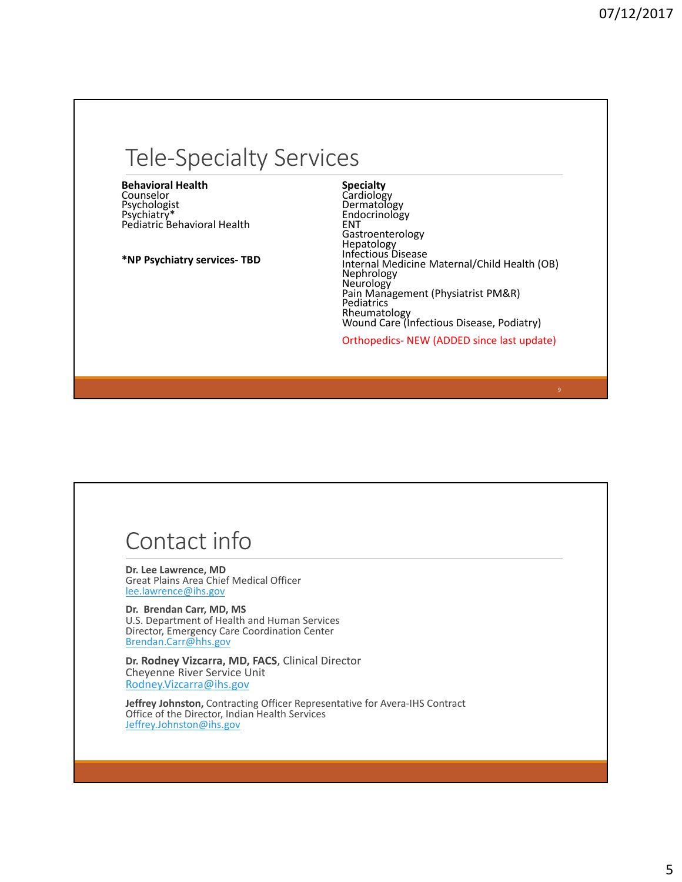## Tele-Specialty Services

**Behavioral Health**
Counselor
Psychologist
Psychiatry*
Pediatric Behavioral Health

***NP Psychiatry services- TBD**

**Specialty**
Cardiology
Dermatology
Endocrinology
ENT
Gastroenterology
Hepatology
Infectious Disease
Internal Medicine Maternal/Child Health (OB)
Nephrology
Neurology
Pain Management (Physiatrist PM&R)
Pediatrics
Rheumatology
Wound Care (Infectious Disease, Podiatry)

Orthopedics- NEW (ADDED since last update)

## Contact info

**Dr. Lee Lawrence, MD**
Great Plains Area Chief Medical Officer
lee.lawrence@ihs.gov

**Dr. Brendan Carr, MD, MS**
U.S. Department of Health and Human Services
Director, Emergency Care Coordination Center
Brendan.Carr@hhs.gov

**Dr. Rodney Vizcarra, MD, FACS**, Clinical Director
Cheyenne River Service Unit
Rodney.Vizcarra@ihs.gov

**Jeffrey Johnston,** Contracting Officer Representative for Avera-IHS Contract
Office of the Director, Indian Health Services
Jeffrey.Johnston@ihs.gov